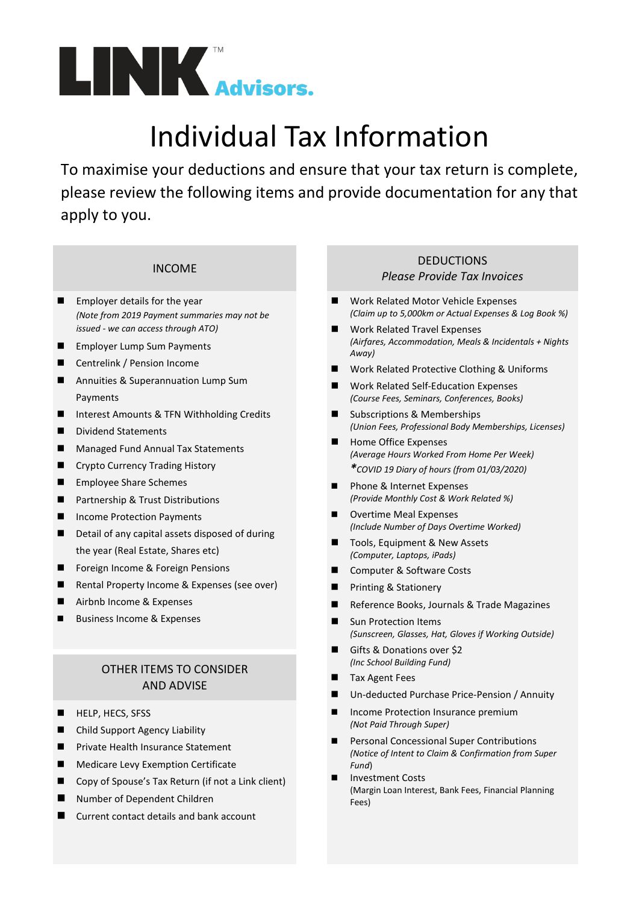LINK™ Advisors.

# Individual Tax Information

To maximise your deductions and ensure that your tax return is complete, please review the following items and provide documentation for any that apply to you.

## INCOME

- Employer details for the year
  *(Note from 2019 Payment summaries may not be issued - we can access through ATO)*
- Employer Lump Sum Payments
- Centrelink / Pension Income
- Annuities & Superannuation Lump Sum Payments
- Interest Amounts & TFN Withholding Credits
- Dividend Statements
- Managed Fund Annual Tax Statements
- Crypto Currency Trading History
- Employee Share Schemes
- Partnership & Trust Distributions
- Income Protection Payments
- Detail of any capital assets disposed of during the year (Real Estate, Shares etc)
- Foreign Income & Foreign Pensions
- Rental Property Income & Expenses (see over)
- Airbnb Income & Expenses
- Business Income & Expenses

## OTHER ITEMS TO CONSIDER AND ADVISE

- HELP, HECS, SFSS
- Child Support Agency Liability
- Private Health Insurance Statement
- Medicare Levy Exemption Certificate
- Copy of Spouse's Tax Return (if not a Link client)
- Number of Dependent Children
- Current contact details and bank account

## DEDUCTIONS
*Please Provide Tax Invoices*

- Work Related Motor Vehicle Expenses
  *(Claim up to 5,000km or Actual Expenses & Log Book %)*
- Work Related Travel Expenses
  *(Airfares, Accommodation, Meals & Incidentals + Nights Away)*
- Work Related Protective Clothing & Uniforms
- Work Related Self-Education Expenses
  *(Course Fees, Seminars, Conferences, Books)*
- Subscriptions & Memberships
  *(Union Fees, Professional Body Memberships, Licenses)*
- Home Office Expenses
  *(Average Hours Worked From Home Per Week)*
  *\*COVID 19 Diary of hours (from 01/03/2020)*
- Phone & Internet Expenses
  *(Provide Monthly Cost & Work Related %)*
- Overtime Meal Expenses
  *(Include Number of Days Overtime Worked)*
- Tools, Equipment & New Assets
  *(Computer, Laptops, iPads)*
- Computer & Software Costs
- Printing & Stationery
- Reference Books, Journals & Trade Magazines
- Sun Protection Items
  *(Sunscreen, Glasses, Hat, Gloves if Working Outside)*
- Gifts & Donations over $2
  *(Inc School Building Fund)*
- Tax Agent Fees
- Un-deducted Purchase Price-Pension / Annuity
- Income Protection Insurance premium
  *(Not Paid Through Super)*
- Personal Concessional Super Contributions
  *(Notice of Intent to Claim & Confirmation from Super Fund)*
- Investment Costs
  (Margin Loan Interest, Bank Fees, Financial Planning Fees)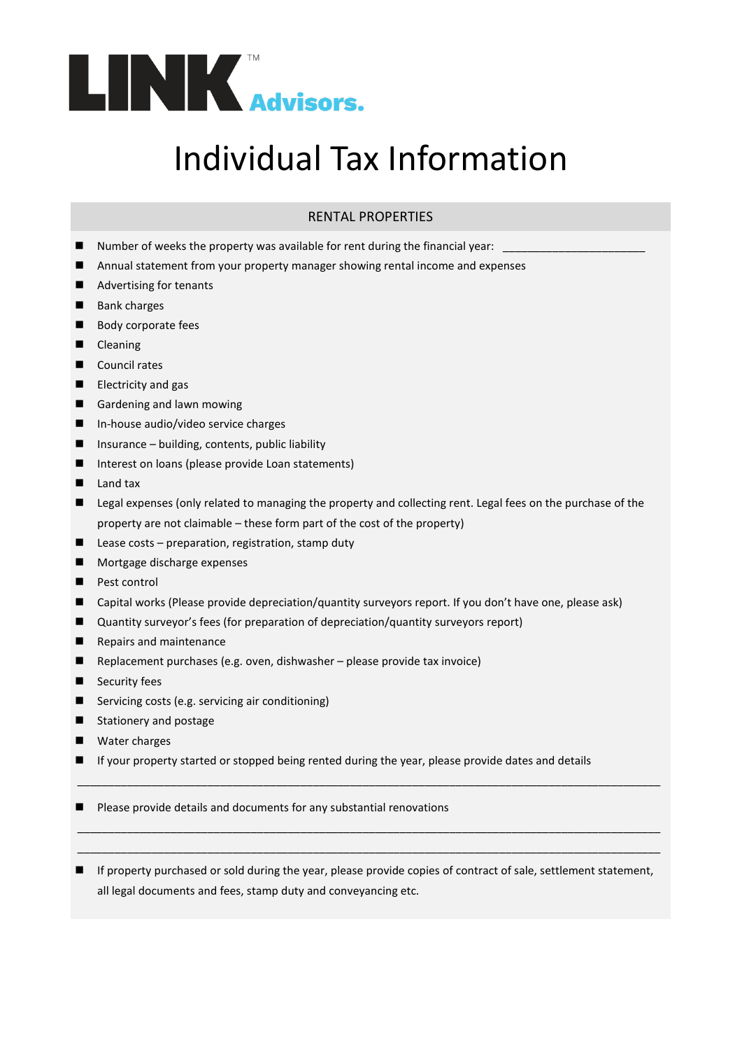LINK™ Advisors.

# Individual Tax Information

## RENTAL PROPERTIES

- Number of weeks the property was available for rent during the financial year: ______________________
- Annual statement from your property manager showing rental income and expenses
- Advertising for tenants
- Bank charges
- Body corporate fees
- Cleaning
- Council rates
- Electricity and gas
- Gardening and lawn mowing
- In-house audio/video service charges
- Insurance – building, contents, public liability
- Interest on loans (please provide Loan statements)
- Land tax
- Legal expenses (only related to managing the property and collecting rent. Legal fees on the purchase of the property are not claimable – these form part of the cost of the property)
- Lease costs – preparation, registration, stamp duty
- Mortgage discharge expenses
- Pest control
- Capital works (Please provide depreciation/quantity surveyors report. If you don't have one, please ask)
- Quantity surveyor's fees (for preparation of depreciation/quantity surveyors report)
- Repairs and maintenance
- Replacement purchases (e.g. oven, dishwasher – please provide tax invoice)
- Security fees
- Servicing costs (e.g. servicing air conditioning)
- Stationery and postage
- Water charges
- If your property started or stopped being rented during the year, please provide dates and details

______________________________________________________________________________________

- Please provide details and documents for any substantial renovations

______________________________________________________________________________________

______________________________________________________________________________________

- If property purchased or sold during the year, please provide copies of contract of sale, settlement statement, all legal documents and fees, stamp duty and conveyancing etc.